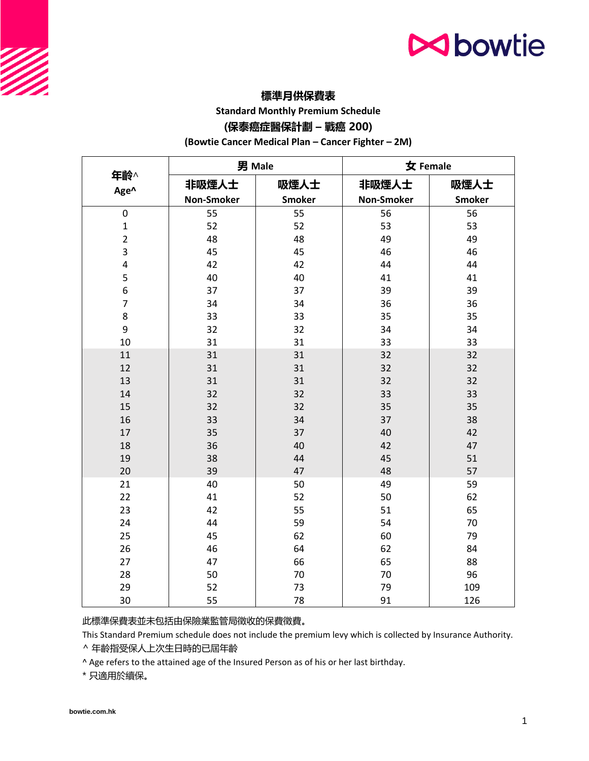# 標準月供保費表

## Standard Monthly Premium Schedule

## (保泰癌症醫保計劃 – 戰癌 200)

## (Bowtie Cancer Medical Plan – Cancer Fighter – 2M)

| 年齡^ Age^ | 男 Male | | 女 Female | |
|---|---|---|---|---|
| | 非吸煙人士 Non-Smoker | 吸煙人士 Smoker | 非吸煙人士 Non-Smoker | 吸煙人士 Smoker |
| 0 | 55 | 55 | 56 | 56 |
| 1 | 52 | 52 | 53 | 53 |
| 2 | 48 | 48 | 49 | 49 |
| 3 | 45 | 45 | 46 | 46 |
| 4 | 42 | 42 | 44 | 44 |
| 5 | 40 | 40 | 41 | 41 |
| 6 | 37 | 37 | 39 | 39 |
| 7 | 34 | 34 | 36 | 36 |
| 8 | 33 | 33 | 35 | 35 |
| 9 | 32 | 32 | 34 | 34 |
| 10 | 31 | 31 | 33 | 33 |
| 11 | 31 | 31 | 32 | 32 |
| 12 | 31 | 31 | 32 | 32 |
| 13 | 31 | 31 | 32 | 32 |
| 14 | 32 | 32 | 33 | 33 |
| 15 | 32 | 32 | 35 | 35 |
| 16 | 33 | 34 | 37 | 38 |
| 17 | 35 | 37 | 40 | 42 |
| 18 | 36 | 40 | 42 | 47 |
| 19 | 38 | 44 | 45 | 51 |
| 20 | 39 | 47 | 48 | 57 |
| 21 | 40 | 50 | 49 | 59 |
| 22 | 41 | 52 | 50 | 62 |
| 23 | 42 | 55 | 51 | 65 |
| 24 | 44 | 59 | 54 | 70 |
| 25 | 45 | 62 | 60 | 79 |
| 26 | 46 | 64 | 62 | 84 |
| 27 | 47 | 66 | 65 | 88 |
| 28 | 50 | 70 | 70 | 96 |
| 29 | 52 | 73 | 79 | 109 |
| 30 | 55 | 78 | 91 | 126 |

此標準保費表並未包括由保險業監管局徵收的保費徵費。

This Standard Premium schedule does not include the premium levy which is collected by Insurance Authority.

^ 年齡指受保人上次生日時的已屆年齡

^ Age refers to the attained age of the Insured Person as of his or her last birthday.

* 只適用於續保。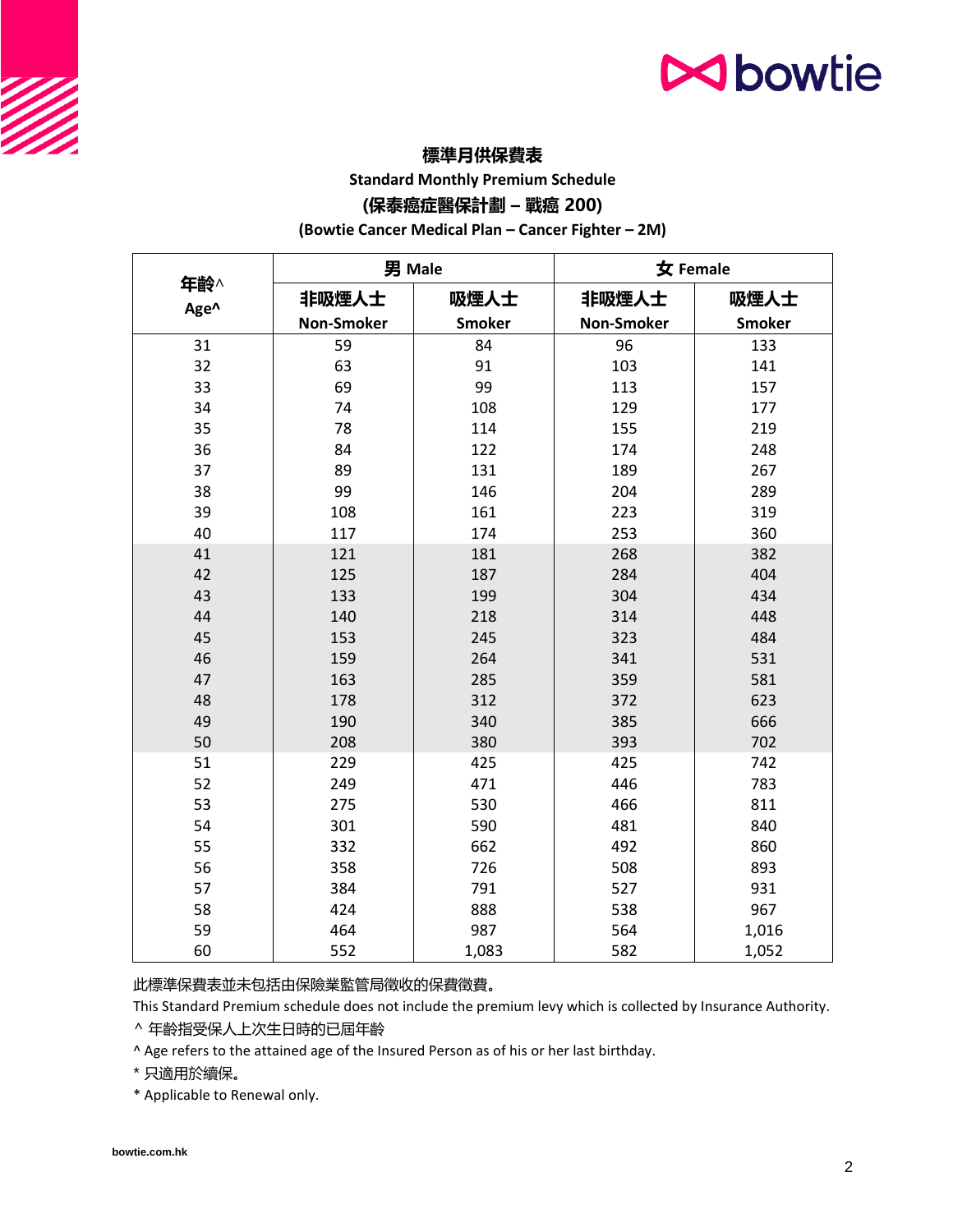## 標準月供保費表

## Standard Monthly Premium Schedule

## (保泰癌症醫保計劃 – 戰癌 200)

## (Bowtie Cancer Medical Plan – Cancer Fighter – 2M)

| 年齡^ Age^ | 男 Male | | 女 Female | |
|---|---|---|---|---|
| | 非吸煙人士 Non-Smoker | 吸煙人士 Smoker | 非吸煙人士 Non-Smoker | 吸煙人士 Smoker |
| 31 | 59 | 84 | 96 | 133 |
| 32 | 63 | 91 | 103 | 141 |
| 33 | 69 | 99 | 113 | 157 |
| 34 | 74 | 108 | 129 | 177 |
| 35 | 78 | 114 | 155 | 219 |
| 36 | 84 | 122 | 174 | 248 |
| 37 | 89 | 131 | 189 | 267 |
| 38 | 99 | 146 | 204 | 289 |
| 39 | 108 | 161 | 223 | 319 |
| 40 | 117 | 174 | 253 | 360 |
| 41 | 121 | 181 | 268 | 382 |
| 42 | 125 | 187 | 284 | 404 |
| 43 | 133 | 199 | 304 | 434 |
| 44 | 140 | 218 | 314 | 448 |
| 45 | 153 | 245 | 323 | 484 |
| 46 | 159 | 264 | 341 | 531 |
| 47 | 163 | 285 | 359 | 581 |
| 48 | 178 | 312 | 372 | 623 |
| 49 | 190 | 340 | 385 | 666 |
| 50 | 208 | 380 | 393 | 702 |
| 51 | 229 | 425 | 425 | 742 |
| 52 | 249 | 471 | 446 | 783 |
| 53 | 275 | 530 | 466 | 811 |
| 54 | 301 | 590 | 481 | 840 |
| 55 | 332 | 662 | 492 | 860 |
| 56 | 358 | 726 | 508 | 893 |
| 57 | 384 | 791 | 527 | 931 |
| 58 | 424 | 888 | 538 | 967 |
| 59 | 464 | 987 | 564 | 1,016 |
| 60 | 552 | 1,083 | 582 | 1,052 |

此標準保費表並未包括由保險業監管局徵收的保費徵費。

This Standard Premium schedule does not include the premium levy which is collected by Insurance Authority.

^ 年齡指受保人上次生日時的已屆年齡

^ Age refers to the attained age of the Insured Person as of his or her last birthday.

* 只適用於續保。

* Applicable to Renewal only.

bowtie.com.hk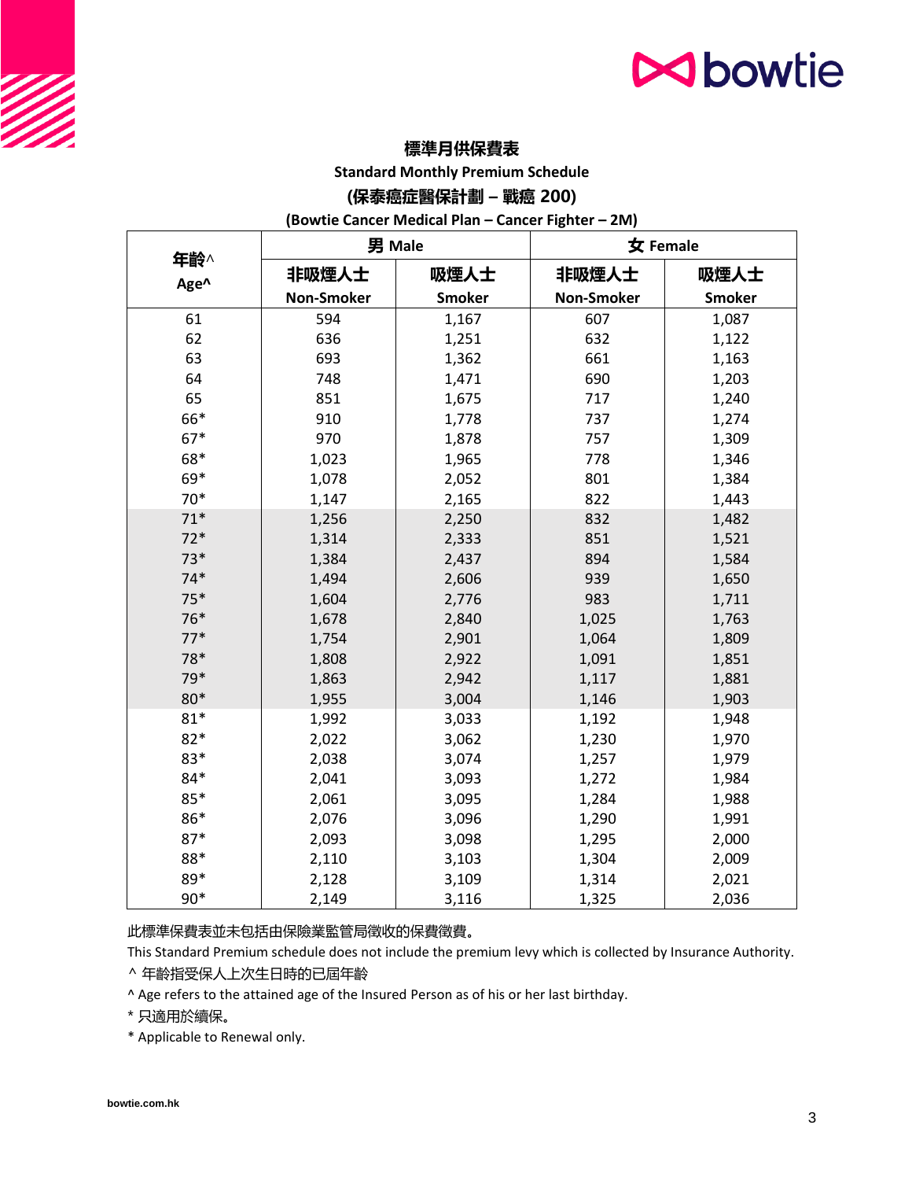## 標準月供保費表

**Standard Monthly Premium Schedule**

**(保泰癌症醫保計劃 – 戰癌 200)**

**(Bowtie Cancer Medical Plan – Cancer Fighter – 2M)**

| 年齡^ Age^ | 男 Male | | 女 Female | |
|---|---|---|---|---|
| | 非吸煙人士 Non-Smoker | 吸煙人士 Smoker | 非吸煙人士 Non-Smoker | 吸煙人士 Smoker |
| 61 | 594 | 1,167 | 607 | 1,087 |
| 62 | 636 | 1,251 | 632 | 1,122 |
| 63 | 693 | 1,362 | 661 | 1,163 |
| 64 | 748 | 1,471 | 690 | 1,203 |
| 65 | 851 | 1,675 | 717 | 1,240 |
| 66* | 910 | 1,778 | 737 | 1,274 |
| 67* | 970 | 1,878 | 757 | 1,309 |
| 68* | 1,023 | 1,965 | 778 | 1,346 |
| 69* | 1,078 | 2,052 | 801 | 1,384 |
| 70* | 1,147 | 2,165 | 822 | 1,443 |
| 71* | 1,256 | 2,250 | 832 | 1,482 |
| 72* | 1,314 | 2,333 | 851 | 1,521 |
| 73* | 1,384 | 2,437 | 894 | 1,584 |
| 74* | 1,494 | 2,606 | 939 | 1,650 |
| 75* | 1,604 | 2,776 | 983 | 1,711 |
| 76* | 1,678 | 2,840 | 1,025 | 1,763 |
| 77* | 1,754 | 2,901 | 1,064 | 1,809 |
| 78* | 1,808 | 2,922 | 1,091 | 1,851 |
| 79* | 1,863 | 2,942 | 1,117 | 1,881 |
| 80* | 1,955 | 3,004 | 1,146 | 1,903 |
| 81* | 1,992 | 3,033 | 1,192 | 1,948 |
| 82* | 2,022 | 3,062 | 1,230 | 1,970 |
| 83* | 2,038 | 3,074 | 1,257 | 1,979 |
| 84* | 2,041 | 3,093 | 1,272 | 1,984 |
| 85* | 2,061 | 3,095 | 1,284 | 1,988 |
| 86* | 2,076 | 3,096 | 1,290 | 1,991 |
| 87* | 2,093 | 3,098 | 1,295 | 2,000 |
| 88* | 2,110 | 3,103 | 1,304 | 2,009 |
| 89* | 2,128 | 3,109 | 1,314 | 2,021 |
| 90* | 2,149 | 3,116 | 1,325 | 2,036 |

此標準保費表並未包括由保險業監管局徵收的保費徵費。

This Standard Premium schedule does not include the premium levy which is collected by Insurance Authority.

^ 年齡指受保人上次生日時的已屆年齡

^ Age refers to the attained age of the Insured Person as of his or her last birthday.

* 只適用於續保。

* Applicable to Renewal only.

bowtie.com.hk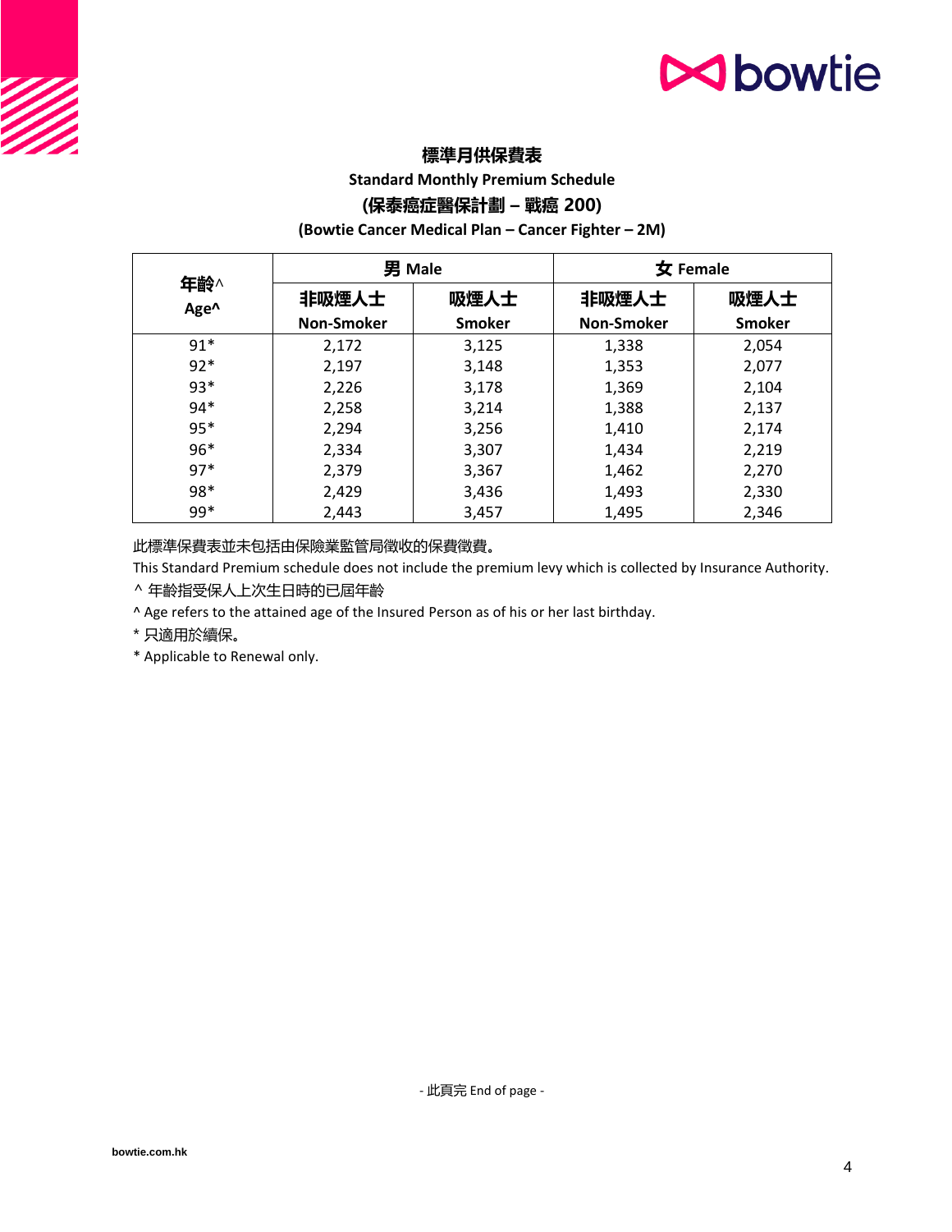**標準月供保費表**

**Standard Monthly Premium Schedule**

**(保泰癌症醫保計劃 – 戰癌 200)**

**(Bowtie Cancer Medical Plan – Cancer Fighter – 2M)**

| 年齡^ Age^ | 男 Male | | 女 Female | |
|---|---|---|---|---|
| | 非吸煙人士 Non-Smoker | 吸煙人士 Smoker | 非吸煙人士 Non-Smoker | 吸煙人士 Smoker |
| 91* | 2,172 | 3,125 | 1,338 | 2,054 |
| 92* | 2,197 | 3,148 | 1,353 | 2,077 |
| 93* | 2,226 | 3,178 | 1,369 | 2,104 |
| 94* | 2,258 | 3,214 | 1,388 | 2,137 |
| 95* | 2,294 | 3,256 | 1,410 | 2,174 |
| 96* | 2,334 | 3,307 | 1,434 | 2,219 |
| 97* | 2,379 | 3,367 | 1,462 | 2,270 |
| 98* | 2,429 | 3,436 | 1,493 | 2,330 |
| 99* | 2,443 | 3,457 | 1,495 | 2,346 |

此標準保費表並未包括由保險業監管局徵收的保費徵費。

This Standard Premium schedule does not include the premium levy which is collected by Insurance Authority.

^ 年齡指受保人上次生日時的已屆年齡

^ Age refers to the attained age of the Insured Person as of his or her last birthday.

* 只適用於續保。

* Applicable to Renewal only.

- 此頁完 End of page -